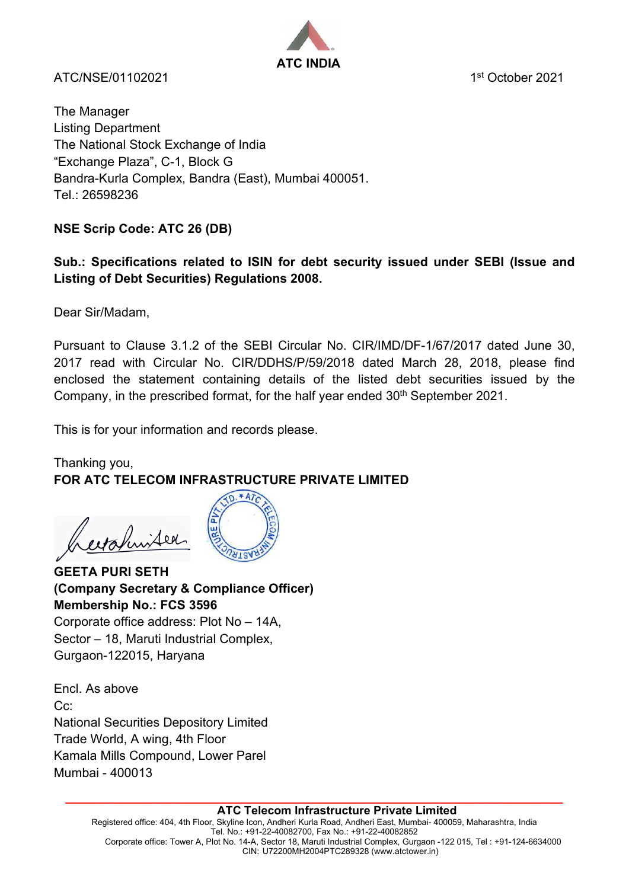**ATC INDIA**

ATC/NSE/01102021

1st October 2021

The Manager
Listing Department
The National Stock Exchange of India
"Exchange Plaza", C-1, Block G
Bandra-Kurla Complex, Bandra (East), Mumbai 400051.
Tel.: 26598236

**NSE Scrip Code: ATC 26 (DB)**

**Sub.: Specifications related to ISIN for debt security issued under SEBI (Issue and Listing of Debt Securities) Regulations 2008.**

Dear Sir/Madam,

Pursuant to Clause 3.1.2 of the SEBI Circular No. CIR/IMD/DF-1/67/2017 dated June 30, 2017 read with Circular No. CIR/DDHS/P/59/2018 dated March 28, 2018, please find enclosed the statement containing details of the listed debt securities issued by the Company, in the prescribed format, for the half year ended 30th September 2021.

This is for your information and records please.

Thanking you,
**FOR ATC TELECOM INFRASTRUCTURE PRIVATE LIMITED**

**GEETA PURI SETH**
**(Company Secretary & Compliance Officer)**
**Membership No.: FCS 3596**
Corporate office address: Plot No – 14A,
Sector – 18, Maruti Industrial Complex,
Gurgaon-122015, Haryana

Encl. As above
Cc:
National Securities Depository Limited
Trade World, A wing, 4th Floor
Kamala Mills Compound, Lower Parel
Mumbai - 400013

**ATC Telecom Infrastructure Private Limited**
Registered office: 404, 4th Floor, Skyline Icon, Andheri Kurla Road, Andheri East, Mumbai- 400059, Maharashtra, India
Tel. No.: +91-22-40082700, Fax No.: +91-22-40082852
Corporate office: Tower A, Plot No. 14-A, Sector 18, Maruti Industrial Complex, Gurgaon -122 015, Tel : +91-124-6634000
CIN: U72200MH2004PTC289328 (www.atctower.in)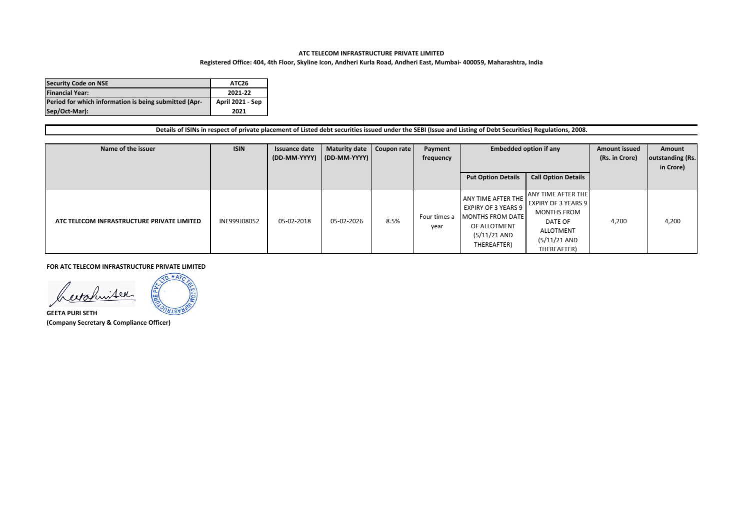**ATC TELECOM INFRASTRUCTURE PRIVATE LIMITED**

**Registered Office: 404, 4th Floor, Skyline Icon, Andheri Kurla Road, Andheri East, Mumbai- 400059, Maharashtra, India**

| | |
|---|---|
| **Security Code on NSE** | **ATC26** |
| **Financial Year:** | **2021-22** |
| **Period for which information is being submitted (Apr-Sep/Oct-Mar):** | **April 2021 - Sep 2021** |

**Details of ISINs in respect of private placement of Listed debt securities issued under the SEBI (Issue and Listing of Debt Securities) Regulations, 2008.**

| Name of the issuer | ISIN | Issuance date (DD-MM-YYYY) | Maturity date (DD-MM-YYYY) | Coupon rate | Payment frequency | Embedded option if any | | Amount issued (Rs. in Crore) | Amount outstanding (Rs. in Crore) |
|---|---|---|---|---|---|---|---|---|---|
| | | | | | | Put Option Details | Call Option Details | | |
| ATC TELECOM INFRASTRUCTURE PRIVATE LIMITED | INE999J08052 | 05-02-2018 | 05-02-2026 | 8.5% | Four times a year | ANY TIME AFTER THE EXPIRY OF 3 YEARS 9 MONTHS FROM DATE OF ALLOTMENT (5/11/21 AND THEREAFTER) | ANY TIME AFTER THE EXPIRY OF 3 YEARS 9 MONTHS FROM DATE OF ALLOTMENT (5/11/21 AND THEREAFTER) | 4,200 | 4,200 |

**FOR ATC TELECOM INFRASTRUCTURE PRIVATE LIMITED**

**GEETA PURI SETH**
**(Company Secretary & Compliance Officer)**